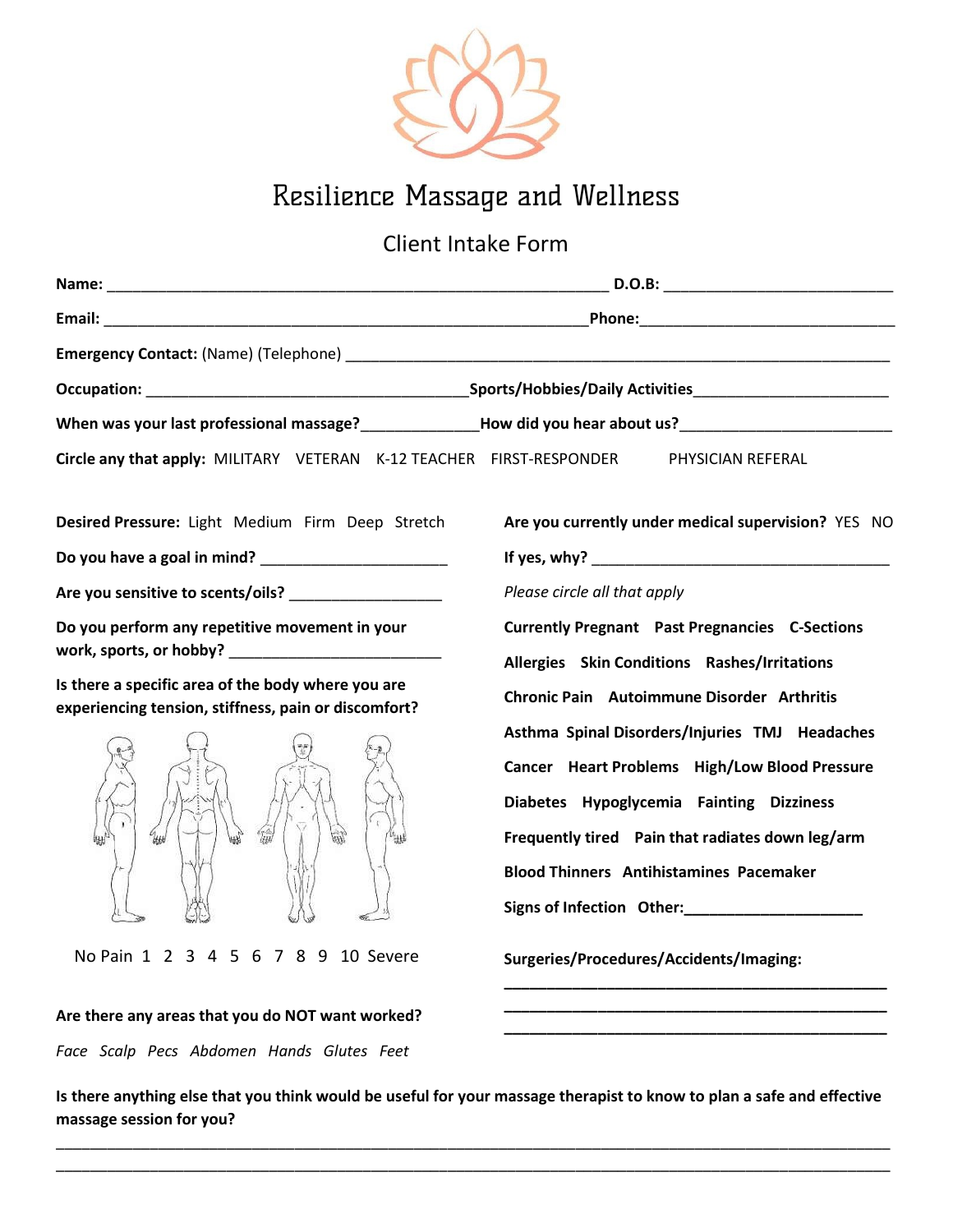# Resilience Massage and Wellness

## Client Intake Form

**Name:** ____________________________________________________________ **D.O.B:** ___________________________

**Email:** ____________________________________________________________**Phone:**______________________________

**Emergency Contact:** (Name) (Telephone) _________________________________________________________________

**Occupation:** ______________________________________**Sports/Hobbies/Daily Activities**______________________

**When was your last professional massage?**_____________**How did you hear about us?**________________________

**Circle any that apply:** MILITARY VETERAN K-12 TEACHER FIRST-RESPONDER PHYSICIAN REFERAL

**Desired Pressure:** Light Medium Firm Deep Stretch

**Do you have a goal in mind?** ______________________

**Are you sensitive to scents/oils?** __________________

**Do you perform any repetitive movement in your work, sports, or hobby?** ________________________

**Is there a specific area of the body where you are experiencing tension, stiffness, pain or discomfort?**

No Pain 1 2 3 4 5 6 7 8 9 10 Severe

**Are there any areas that you do NOT want worked?**

*Face Scalp Pecs Abdomen Hands Glutes Feet*

**Are you currently under medical supervision?** YES NO

**If yes, why?** ____________________________________

*Please circle all that apply*

**Currently Pregnant Past Pregnancies C-Sections**

**Allergies Skin Conditions Rashes/Irritations**

**Chronic Pain Autoimmune Disorder Arthritis**

**Asthma Spinal Disorders/Injuries TMJ Headaches**

**Cancer Heart Problems High/Low Blood Pressure**

**Diabetes Hypoglycemia Fainting Dizziness**

**Frequently tired Pain that radiates down leg/arm**

**Blood Thinners Antihistamines Pacemaker**

**Signs of Infection Other:**_____________________

**Surgeries/Procedures/Accidents/Imaging:**

_______________________________________________

_______________________________________________

_______________________________________________

**Is there anything else that you think would be useful for your massage therapist to know to plan a safe and effective massage session for you?**

__________________________________________________________________________________________________

__________________________________________________________________________________________________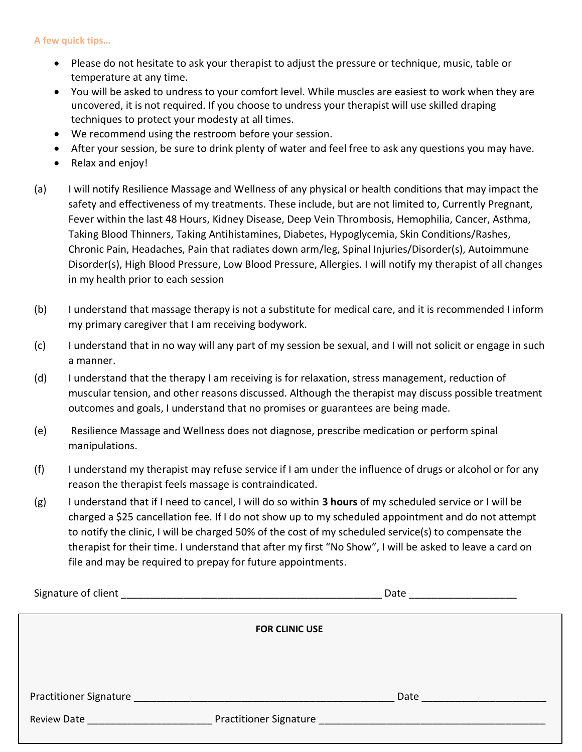**A few quick tips…**

- Please do not hesitate to ask your therapist to adjust the pressure or technique, music, table or temperature at any time.
- You will be asked to undress to your comfort level. While muscles are easiest to work when they are uncovered, it is not required. If you choose to undress your therapist will use skilled draping techniques to protect your modesty at all times.
- We recommend using the restroom before your session.
- After your session, be sure to drink plenty of water and feel free to ask any questions you may have.
- Relax and enjoy!

(a) I will notify Resilience Massage and Wellness of any physical or health conditions that may impact the safety and effectiveness of my treatments. These include, but are not limited to, Currently Pregnant, Fever within the last 48 Hours, Kidney Disease, Deep Vein Thrombosis, Hemophilia, Cancer, Asthma, Taking Blood Thinners, Taking Antihistamines, Diabetes, Hypoglycemia, Skin Conditions/Rashes, Chronic Pain, Headaches, Pain that radiates down arm/leg, Spinal Injuries/Disorder(s), Autoimmune Disorder(s), High Blood Pressure, Low Blood Pressure, Allergies. I will notify my therapist of all changes in my health prior to each session

(b) I understand that massage therapy is not a substitute for medical care, and it is recommended I inform my primary caregiver that I am receiving bodywork.

(c) I understand that in no way will any part of my session be sexual, and I will not solicit or engage in such a manner.

(d) I understand that the therapy I am receiving is for relaxation, stress management, reduction of muscular tension, and other reasons discussed. Although the therapist may discuss possible treatment outcomes and goals, I understand that no promises or guarantees are being made.

(e) Resilience Massage and Wellness does not diagnose, prescribe medication or perform spinal manipulations.

(f) I understand my therapist may refuse service if I am under the influence of drugs or alcohol or for any reason the therapist feels massage is contraindicated.

(g) I understand that if I need to cancel, I will do so within **3 hours** of my scheduled service or I will be charged a $25 cancellation fee. If I do not show up to my scheduled appointment and do not attempt to notify the clinic, I will be charged 50% of the cost of my scheduled service(s) to compensate the therapist for their time. I understand that after my first "No Show", I will be asked to leave a card on file and may be required to prepay for future appointments.

Signature of client _______________________________________________ Date __________________

**FOR CLINIC USE**

Practitioner Signature _______________________________________________ Date ______________________

Review Date _____________________ Practitioner Signature ________________________________________